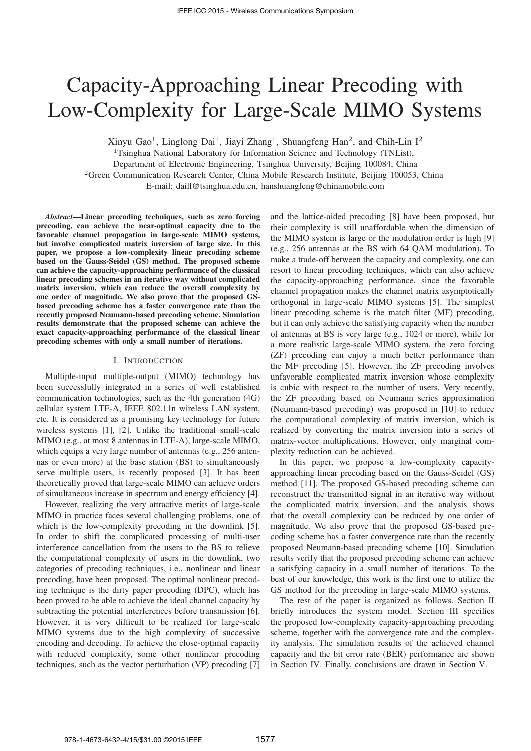# Capacity-Approaching Linear Precoding with Low-Complexity for Large-Scale MIMO Systems

Xinyu Gao[1], Linglong Dai[1], Jiayi Zhang[1], Shuangfeng Han[2], and Chih-Lin I[2]

[1]Tsinghua National Laboratory for Information Science and Technology (TNList),
Department of Electronic Engineering, Tsinghua University, Beijing 100084, China

[2]Green Communication Research Center, China Mobile Research Institute, Beijing 100053, China

E-mail: daill@tsinghua.edu.cn, hanshuangfeng@chinamobile.com

***Abstract*—Linear precoding techniques, such as zero forcing precoding, can achieve the near-optimal capacity due to the favorable channel propagation in large-scale MIMO systems, but involve complicated matrix inversion of large size. In this paper, we propose a low-complexity linear precoding scheme based on the Gauss-Seidel (GS) method. The proposed scheme can achieve the capacity-approaching performance of the classical linear precoding schemes in an iterative way without complicated matrix inversion, which can reduce the overall complexity by one order of magnitude. We also prove that the proposed GS-based precoding scheme has a faster convergence rate than the recently proposed Neumann-based precoding scheme. Simulation results demonstrate that the proposed scheme can achieve the exact capacity-approaching performance of the classical linear precoding schemes with only a small number of iterations.**

## I. Introduction

Multiple-input multiple-output (MIMO) technology has been successfully integrated in a series of well established communication technologies, such as the 4th generation (4G) cellular system LTE-A, IEEE 802.11n wireless LAN system, etc. It is considered as a promising key technology for future wireless systems [1], [2]. Unlike the traditional small-scale MIMO (e.g., at most 8 antennas in LTE-A), large-scale MIMO, which equips a very large number of antennas (e.g., 256 antennas or even more) at the base station (BS) to simultaneously serve multiple users, is recently proposed [3]. It has been theoretically proved that large-scale MIMO can achieve orders of simultaneous increase in spectrum and energy efficiency [4].

However, realizing the very attractive merits of large-scale MIMO in practice faces several challenging problems, one of which is the low-complexity precoding in the downlink [5]. In order to shift the complicated processing of multi-user interference cancellation from the users to the BS to relieve the computational complexity of users in the downlink, two categories of precoding techniques, i.e., nonlinear and linear precoding, have been proposed. The optimal nonlinear precoding technique is the dirty paper precoding (DPC), which has been proved to be able to achieve the ideal channel capacity by subtracting the potential interferences before transmission [6]. However, it is very difficult to be realized for large-scale MIMO systems due to the high complexity of successive encoding and decoding. To achieve the close-optimal capacity with reduced complexity, some other nonlinear precoding techniques, such as the vector perturbation (VP) precoding [7] and the lattice-aided precoding [8] have been proposed, but their complexity is still unaffordable when the dimension of the MIMO system is large or the modulation order is high [9] (e.g., 256 antennas at the BS with 64 QAM modulation). To make a trade-off between the capacity and complexity, one can resort to linear precoding techniques, which can also achieve the capacity-approaching performance, since the favorable channel propagation makes the channel matrix asymptotically orthogonal in large-scale MIMO systems [5]. The simplest linear precoding scheme is the match filter (MF) precoding, but it can only achieve the satisfying capacity when the number of antennas at BS is very large (e.g., 1024 or more), while for a more realistic large-scale MIMO system, the zero forcing (ZF) precoding can enjoy a much better performance than the MF precoding [5]. However, the ZF precoding involves unfavorable complicated matrix inversion whose complexity is cubic with respect to the number of users. Very recently, the ZF precoding based on Neumann series approximation (Neumann-based precoding) was proposed in [10] to reduce the computational complexity of matrix inversion, which is realized by converting the matrix inversion into a series of matrix-vector multiplications. However, only marginal complexity reduction can be achieved.

In this paper, we propose a low-complexity capacity-approaching linear precoding based on the Gauss-Seidel (GS) method [11]. The proposed GS-based precoding scheme can reconstruct the transmitted signal in an iterative way without the complicated matrix inversion, and the analysis shows that the overall complexity can be reduced by one order of magnitude. We also prove that the proposed GS-based precoding scheme has a faster convergence rate than the recently proposed Neumann-based precoding scheme [10]. Simulation results verify that the proposed precoding scheme can achieve a satisfying capacity in a small number of iterations. To the best of our knowledge, this work is the first one to utilize the GS method for the precoding in large-scale MIMO systems.

The rest of the paper is organized as follows. Section II briefly introduces the system model. Section III specifies the proposed low-complexity capacity-approaching precoding scheme, together with the convergence rate and the complexity analysis. The simulation results of the achieved channel capacity and the bit error rate (BER) performance are shown in Section IV. Finally, conclusions are drawn in Section V.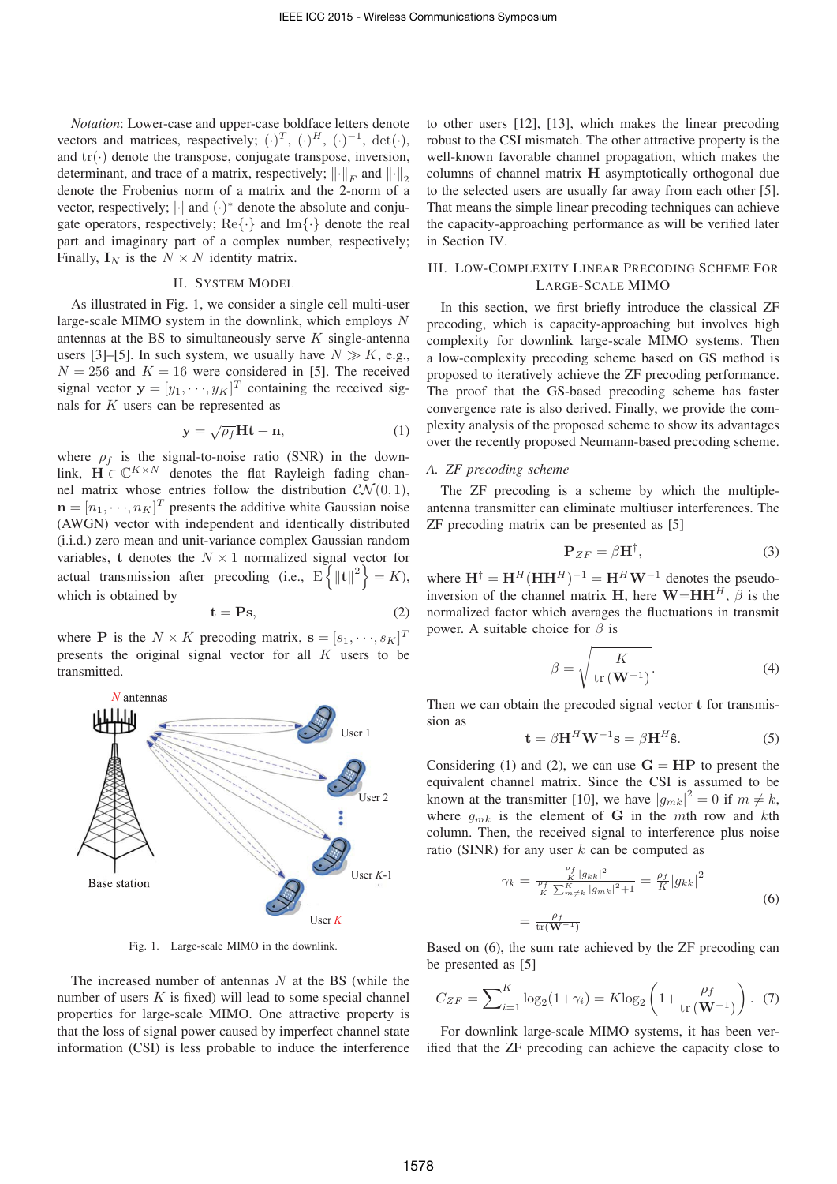*Notation*: Lower-case and upper-case boldface letters denote vectors and matrices, respectively; $(\cdot)^T$, $(\cdot)^H$, $(\cdot)^{-1}$, $\det(\cdot)$, and $\mathrm{tr}(\cdot)$ denote the transpose, conjugate transpose, inversion, determinant, and trace of a matrix, respectively; $\|\cdot\|_F$ and $\|\cdot\|_2$ denote the Frobenius norm of a matrix and the 2-norm of a vector, respectively; $|\cdot|$ and $(\cdot)^*$ denote the absolute and conjugate operators, respectively; $\mathrm{Re}\{\cdot\}$ and $\mathrm{Im}\{\cdot\}$ denote the real part and imaginary part of a complex number, respectively; Finally, $\mathbf{I}_N$ is the $N \times N$ identity matrix.

## II. System Model

As illustrated in Fig. 1, we consider a single cell multi-user large-scale MIMO system in the downlink, which employs $N$ antennas at the BS to simultaneously serve $K$ single-antenna users [3]–[5]. In such system, we usually have $N \gg K$, e.g., $N = 256$ and $K = 16$ were considered in [5]. The received signal vector $\mathbf{y} = [y_1, \cdots, y_K]^T$ containing the received signals for $K$ users can be represented as

$$\mathbf{y} = \sqrt{\rho_f}\mathbf{H}\mathbf{t} + \mathbf{n}, \tag{1}$$

where $\rho_f$ is the signal-to-noise ratio (SNR) in the downlink, $\mathbf{H} \in \mathbb{C}^{K \times N}$ denotes the flat Rayleigh fading channel matrix whose entries follow the distribution $\mathcal{CN}(0, 1)$, $\mathbf{n} = [n_1, \cdots, n_K]^T$ presents the additive white Gaussian noise (AWGN) vector with independent and identically distributed (i.i.d.) zero mean and unit-variance complex Gaussian random variables, $\mathbf{t}$ denotes the $N \times 1$ normalized signal vector for actual transmission after precoding (i.e., $\mathrm{E}\left\{\|\mathbf{t}\|^2\right\} = K$), which is obtained by

$$\mathbf{t} = \mathbf{P}\mathbf{s}, \tag{2}$$

where $\mathbf{P}$ is the $N \times K$ precoding matrix, $\mathbf{s} = [s_1, \cdots, s_K]^T$ presents the original signal vector for all $K$ users to be transmitted.

Fig. 1. Large-scale MIMO in the downlink.

The increased number of antennas $N$ at the BS (while the number of users $K$ is fixed) will lead to some special channel properties for large-scale MIMO. One attractive property is that the loss of signal power caused by imperfect channel state information (CSI) is less probable to induce the interference to other users [12], [13], which makes the linear precoding robust to the CSI mismatch. The other attractive property is the well-known favorable channel propagation, which makes the columns of channel matrix $\mathbf{H}$ asymptotically orthogonal due to the selected users are usually far away from each other [5]. That means the simple linear precoding techniques can achieve the capacity-approaching performance as will be verified later in Section IV.

## III. Low-Complexity Linear Precoding Scheme For Large-Scale MIMO

In this section, we first briefly introduce the classical ZF precoding, which is capacity-approaching but involves high complexity for downlink large-scale MIMO systems. Then a low-complexity precoding scheme based on GS method is proposed to iteratively achieve the ZF precoding performance. The proof that the GS-based precoding scheme has faster convergence rate is also derived. Finally, we provide the complexity analysis of the proposed scheme to show its advantages over the recently proposed Neumann-based precoding scheme.

### *A. ZF precoding scheme*

The ZF precoding is a scheme by which the multiple-antenna transmitter can eliminate multiuser interferences. The ZF precoding matrix can be presented as [5]

$$\mathbf{P}_{ZF} = \beta\mathbf{H}^{\dagger}, \tag{3}$$

where $\mathbf{H}^{\dagger} = \mathbf{H}^H(\mathbf{H}\mathbf{H}^H)^{-1} = \mathbf{H}^H\mathbf{W}^{-1}$ denotes the pseudo-inversion of the channel matrix $\mathbf{H}$, here $\mathbf{W}=\mathbf{H}\mathbf{H}^H$, $\beta$ is the normalized factor which averages the fluctuations in transmit power. A suitable choice for $\beta$ is

$$\beta = \sqrt{\frac{K}{\mathrm{tr}\left(\mathbf{W}^{-1}\right)}}. \tag{4}$$

Then we can obtain the precoded signal vector $\mathbf{t}$ for transmission as

$$\mathbf{t} = \beta\mathbf{H}^H\mathbf{W}^{-1}\mathbf{s} = \beta\mathbf{H}^H\hat{\mathbf{s}}. \tag{5}$$

Considering (1) and (2), we can use $\mathbf{G} = \mathbf{H}\mathbf{P}$ to present the equivalent channel matrix. Since the CSI is assumed to be known at the transmitter [10], we have $|g_{mk}|^2 = 0$ if $m \neq k$, where $g_{mk}$ is the element of $\mathbf{G}$ in the $m$th row and $k$th column. Then, the received signal to interference plus noise ratio (SINR) for any user $k$ can be computed as

$$\begin{aligned}\gamma_k &= \frac{\frac{\rho_f}{K}|g_{kk}|^2}{\frac{\rho_f}{K}\sum_{m \neq k}^{K}|g_{mk}|^2 + 1} = \frac{\rho_f}{K}|g_{kk}|^2 \\ &= \frac{\rho_f}{\mathrm{tr}(\mathbf{W}^{-1})}\end{aligned} \tag{6}$$

Based on (6), the sum rate achieved by the ZF precoding can be presented as [5]

$$C_{ZF} = \sum_{i=1}^{K}\log_2(1+\gamma_i) = K\log_2\left(1+\frac{\rho_f}{\mathrm{tr}\left(\mathbf{W}^{-1}\right)}\right). \tag{7}$$

For downlink large-scale MIMO systems, it has been verified that the ZF precoding can achieve the capacity close to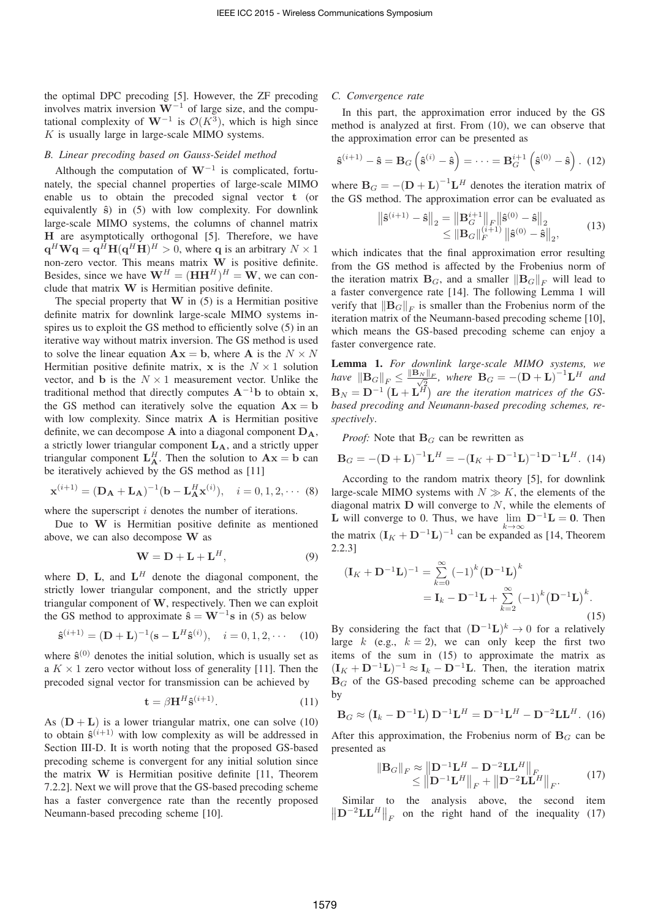the optimal DPC precoding [5]. However, the ZF precoding involves matrix inversion $\mathbf{W}^{-1}$ of large size, and the computational complexity of $\mathbf{W}^{-1}$ is $\mathcal{O}(K^3)$, which is high since $K$ is usually large in large-scale MIMO systems.

### B. Linear precoding based on Gauss-Seidel method

Although the computation of $\mathbf{W}^{-1}$ is complicated, fortunately, the special channel properties of large-scale MIMO enable us to obtain the precoded signal vector $\mathbf{t}$ (or equivalently $\hat{\mathbf{s}}$) in (5) with low complexity. For downlink large-scale MIMO systems, the columns of channel matrix $\mathbf{H}$ are asymptotically orthogonal [5]. Therefore, we have $\mathbf{q}^H\mathbf{W}\mathbf{q} = \mathbf{q}^H\mathbf{H}(\mathbf{q}^H\mathbf{H})^H > 0$, where $\mathbf{q}$ is an arbitrary $N \times 1$ non-zero vector. This means matrix $\mathbf{W}$ is positive definite. Besides, since we have $\mathbf{W}^H = (\mathbf{H}\mathbf{H}^H)^H = \mathbf{W}$, we can conclude that matrix $\mathbf{W}$ is Hermitian positive definite.

The special property that $\mathbf{W}$ in (5) is a Hermitian positive definite matrix for downlink large-scale MIMO systems inspires us to exploit the GS method to efficiently solve (5) in an iterative way without matrix inversion. The GS method is used to solve the linear equation $\mathbf{A}\mathbf{x} = \mathbf{b}$, where $\mathbf{A}$ is the $N \times N$ Hermitian positive definite matrix, $\mathbf{x}$ is the $N \times 1$ solution vector, and $\mathbf{b}$ is the $N \times 1$ measurement vector. Unlike the traditional method that directly computes $\mathbf{A}^{-1}\mathbf{b}$ to obtain $\mathbf{x}$, the GS method can iteratively solve the equation $\mathbf{A}\mathbf{x} = \mathbf{b}$ with low complexity. Since matrix $\mathbf{A}$ is Hermitian positive definite, we can decompose $\mathbf{A}$ into a diagonal component $\mathbf{D}_\mathbf{A}$, a strictly lower triangular component $\mathbf{L}_\mathbf{A}$, and a strictly upper triangular component $\mathbf{L}_\mathbf{A}^H$. Then the solution to $\mathbf{A}\mathbf{x} = \mathbf{b}$ can be iteratively achieved by the GS method as [11]

$$\mathbf{x}^{(i+1)} = (\mathbf{D}_\mathbf{A} + \mathbf{L}_\mathbf{A})^{-1}(\mathbf{b} - \mathbf{L}_\mathbf{A}^H\mathbf{x}^{(i)}), \quad i = 0, 1, 2, \cdots \tag{8}$$

where the superscript $i$ denotes the number of iterations.

Due to $\mathbf{W}$ is Hermitian positive definite as mentioned above, we can also decompose $\mathbf{W}$ as

$$\mathbf{W} = \mathbf{D} + \mathbf{L} + \mathbf{L}^H, \tag{9}$$

where $\mathbf{D}$, $\mathbf{L}$, and $\mathbf{L}^H$ denote the diagonal component, the strictly lower triangular component, and the strictly upper triangular component of $\mathbf{W}$, respectively. Then we can exploit the GS method to approximate $\hat{\mathbf{s}} = \mathbf{W}^{-1}\mathbf{s}$ in (5) as below

$$\hat{\mathbf{s}}^{(i+1)} = (\mathbf{D} + \mathbf{L})^{-1}(\mathbf{s} - \mathbf{L}^H\hat{\mathbf{s}}^{(i)}), \quad i = 0, 1, 2, \cdots \tag{10}$$

where $\hat{\mathbf{s}}^{(0)}$ denotes the initial solution, which is usually set as a $K \times 1$ zero vector without loss of generality [11]. Then the precoded signal vector for transmission can be achieved by

$$\mathbf{t} = \beta\mathbf{H}^H\hat{\mathbf{s}}^{(i+1)}. \tag{11}$$

As $(\mathbf{D} + \mathbf{L})$ is a lower triangular matrix, one can solve (10) to obtain $\hat{\mathbf{s}}^{(i+1)}$ with low complexity as will be addressed in Section III-D. It is worth noting that the proposed GS-based precoding scheme is convergent for any initial solution since the matrix $\mathbf{W}$ is Hermitian positive definite [11, Theorem 7.2.2]. Next we will prove that the GS-based precoding scheme has a faster convergence rate than the recently proposed Neumann-based precoding scheme [10].

### C. Convergence rate

In this part, the approximation error induced by the GS method is analyzed at first. From (10), we can observe that the approximation error can be presented as

$$\hat{\mathbf{s}}^{(i+1)} - \hat{\mathbf{s}} = \mathbf{B}_G\left(\hat{\mathbf{s}}^{(i)} - \hat{\mathbf{s}}\right) = \cdots = \mathbf{B}_G^{i+1}\left(\hat{\mathbf{s}}^{(0)} - \hat{\mathbf{s}}\right). \tag{12}$$

where $\mathbf{B}_G = -(\mathbf{D} + \mathbf{L})^{-1}\mathbf{L}^H$ denotes the iteration matrix of the GS method. The approximation error can be evaluated as

$$\begin{aligned}\left\|\hat{\mathbf{s}}^{(i+1)} - \hat{\mathbf{s}}\right\|_2 &= \left\|\mathbf{B}_G^{i+1}\right\|_F\left\|\hat{\mathbf{s}}^{(0)} - \hat{\mathbf{s}}\right\|_2 \\ &\le \left\|\mathbf{B}_G\right\|_F^{(i+1)}\left\|\hat{\mathbf{s}}^{(0)} - \hat{\mathbf{s}}\right\|_2,\end{aligned} \tag{13}$$

which indicates that the final approximation error resulting from the GS method is affected by the Frobenius norm of the iteration matrix $\mathbf{B}_G$, and a smaller $\|\mathbf{B}_G\|_F$ will lead to a faster convergence rate [14]. The following Lemma 1 will verify that $\|\mathbf{B}_G\|_F$ is smaller than the Frobenius norm of the iteration matrix of the Neumann-based precoding scheme [10], which means the GS-based precoding scheme can enjoy a faster convergence rate.

**Lemma 1.** *For downlink large-scale MIMO systems, we have* $\|\mathbf{B}_G\|_F \le \frac{\|\mathbf{B}_N\|_F}{\sqrt{2}}$*, where* $\mathbf{B}_G = -(\mathbf{D} + \mathbf{L})^{-1}\mathbf{L}^H$ *and* $\mathbf{B}_N = \mathbf{D}^{-1}\left(\mathbf{L} + \mathbf{L}^H\right)$ *are the iteration matrices of the GS-based precoding and Neumann-based precoding schemes, respectively*.

*Proof:* Note that $\mathbf{B}_G$ can be rewritten as

$$\mathbf{B}_G = -(\mathbf{D} + \mathbf{L})^{-1}\mathbf{L}^H = -(\mathbf{I}_K + \mathbf{D}^{-1}\mathbf{L})^{-1}\mathbf{D}^{-1}\mathbf{L}^H. \tag{14}$$

According to the random matrix theory [5], for downlink large-scale MIMO systems with $N \gg K$, the elements of the diagonal matrix $\mathbf{D}$ will converge to $N$, while the elements of $\mathbf{L}$ will converge to 0. Thus, we have $\lim\limits_{k\to\infty}\mathbf{D}^{-1}\mathbf{L} = \mathbf{0}$. Then the matrix $(\mathbf{I}_K + \mathbf{D}^{-1}\mathbf{L})^{-1}$ can be expanded as [14, Theorem 2.2.3]

$$\begin{aligned}(\mathbf{I}_K + \mathbf{D}^{-1}\mathbf{L})^{-1} &= \sum_{k=0}^{\infty}(-1)^k\left(\mathbf{D}^{-1}\mathbf{L}\right)^k \\ &= \mathbf{I}_k - \mathbf{D}^{-1}\mathbf{L} + \sum_{k=2}^{\infty}(-1)^k\left(\mathbf{D}^{-1}\mathbf{L}\right)^k.\end{aligned} \tag{15}$$

By considering the fact that $(\mathbf{D}^{-1}\mathbf{L})^k \to 0$ for a relatively large $k$ (e.g., $k = 2$), we can only keep the first two items of the sum in (15) to approximate the matrix as $(\mathbf{I}_K + \mathbf{D}^{-1}\mathbf{L})^{-1} \approx \mathbf{I}_k - \mathbf{D}^{-1}\mathbf{L}$. Then, the iteration matrix $\mathbf{B}_G$ of the GS-based precoding scheme can be approached by

$$\mathbf{B}_G \approx \left(\mathbf{I}_k - \mathbf{D}^{-1}\mathbf{L}\right)\mathbf{D}^{-1}\mathbf{L}^H = \mathbf{D}^{-1}\mathbf{L}^H - \mathbf{D}^{-2}\mathbf{L}\mathbf{L}^H. \tag{16}$$

After this approximation, the Frobenius norm of $\mathbf{B}_G$ can be presented as

$$\begin{aligned}\|\mathbf{B}_G\|_F &\approx \left\|\mathbf{D}^{-1}\mathbf{L}^H - \mathbf{D}^{-2}\mathbf{L}\mathbf{L}^H\right\|_F \\ &\le \left\|\mathbf{D}^{-1}\mathbf{L}^H\right\|_F + \left\|\mathbf{D}^{-2}\mathbf{L}\mathbf{L}^H\right\|_F.\end{aligned} \tag{17}$$

Similar to the analysis above, the second item $\left\|\mathbf{D}^{-2}\mathbf{L}\mathbf{L}^H\right\|_F$ on the right hand of the inequality (17)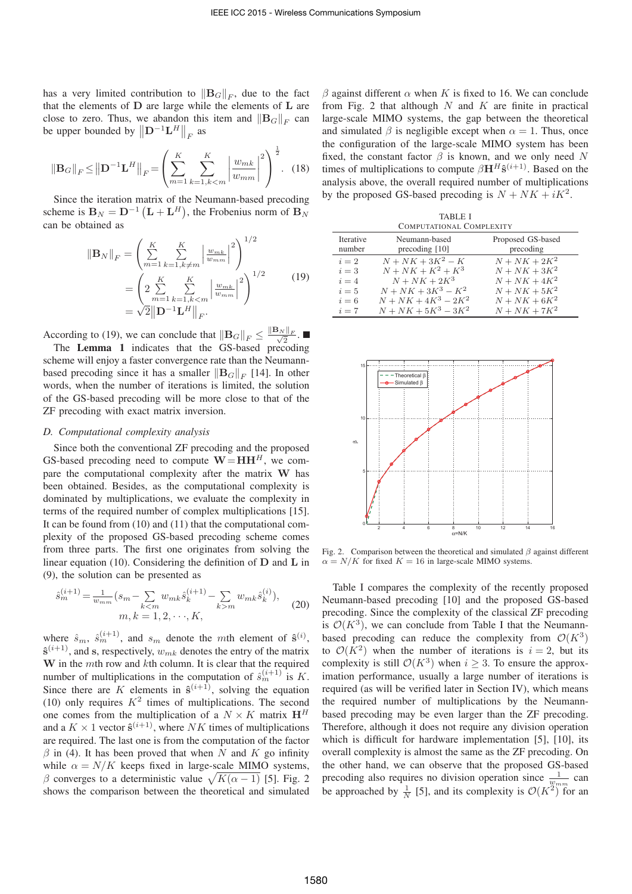has a very limited contribution to $\|\mathbf{B}_G\|_F$, due to the fact that the elements of $\mathbf{D}$ are large while the elements of $\mathbf{L}$ are close to zero. Thus, we abandon this item and $\|\mathbf{B}_G\|_F$ can be upper bounded by $\left\|\mathbf{D}^{-1}\mathbf{L}^H\right\|_F$ as

$$\|\mathbf{B}_G\|_F \le \left\|\mathbf{D}^{-1}\mathbf{L}^H\right\|_F = \left(\sum_{m=1}^{K}\sum_{k=1,k<m}^{K}\left|\frac{w_{mk}}{w_{mm}}\right|^2\right)^{\frac{1}{2}}. \quad (18)$$

Since the iteration matrix of the Neumann-based precoding scheme is $\mathbf{B}_N = \mathbf{D}^{-1}\left(\mathbf{L}+\mathbf{L}^H\right)$, the Frobenius norm of $\mathbf{B}_N$ can be obtained as

$$\begin{aligned}\|\mathbf{B}_N\|_F &= \left(\sum_{m=1}^{K}\sum_{k=1,k\neq m}^{K}\left|\frac{w_{mk}}{w_{mm}}\right|^2\right)^{1/2} \\ &= \left(2\sum_{m=1}^{K}\sum_{k=1,k<m}^{K}\left|\frac{w_{mk}}{w_{mm}}\right|^2\right)^{1/2} \\ &= \sqrt{2}\left\|\mathbf{D}^{-1}\mathbf{L}^H\right\|_F.\end{aligned} \quad (19)$$

According to (19), we can conclude that $\|\mathbf{B}_G\|_F \le \frac{\|\mathbf{B}_N\|_F}{\sqrt{2}}$. ■

The **Lemma 1** indicates that the GS-based precoding scheme will enjoy a faster convergence rate than the Neumann-based precoding since it has a smaller $\|\mathbf{B}_G\|_F$ [14]. In other words, when the number of iterations is limited, the solution of the GS-based precoding will be more close to that of the ZF precoding with exact matrix inversion.

### *D. Computational complexity analysis*

Since both the conventional ZF precoding and the proposed GS-based precoding need to compute $\mathbf{W}=\mathbf{H}\mathbf{H}^H$, we compare the computational complexity after the matrix $\mathbf{W}$ has been obtained. Besides, as the computational complexity is dominated by multiplications, we evaluate the complexity in terms of the required number of complex multiplications [15]. It can be found from (10) and (11) that the computational complexity of the proposed GS-based precoding scheme comes from three parts. The first one originates from solving the linear equation (10). Considering the definition of $\mathbf{D}$ and $\mathbf{L}$ in (9), the solution can be presented as

$$\hat{s}_m^{(i+1)} = \frac{1}{w_{mm}}\Big(s_m - \sum_{k<m} w_{mk}\hat{s}_k^{(i+1)} - \sum_{k>m} w_{mk}\hat{s}_k^{(i)}\Big), \quad m,k = 1,2,\cdots,K, \quad (20)$$

where $\hat{s}_m$, $\hat{s}_m^{(i+1)}$, and $s_m$ denote the $m$th element of $\hat{\mathbf{s}}^{(i)}$, $\hat{\mathbf{s}}^{(i+1)}$, and $\mathbf{s}$, respectively, $w_{mk}$ denotes the entry of the matrix $\mathbf{W}$ in the $m$th row and $k$th column. It is clear that the required number of multiplications in the computation of $\hat{s}_m^{(i+1)}$ is $K$. Since there are $K$ elements in $\hat{\mathbf{s}}^{(i+1)}$, solving the equation (10) only requires $K^2$ times of multiplications. The second one comes from the multiplication of a $N \times K$ matrix $\mathbf{H}^H$ and a $K \times 1$ vector $\hat{\mathbf{s}}^{(i+1)}$, where $NK$ times of multiplications are required. The last one is from the computation of the factor $\beta$ in (4). It has been proved that when $N$ and $K$ go infinity while $\alpha = N/K$ keeps fixed in large-scale MIMO systems, $\beta$ converges to a deterministic value $\sqrt{K(\alpha-1)}$ [5]. Fig. 2 shows the comparison between the theoretical and simulated $\beta$ against different $\alpha$ when $K$ is fixed to 16. We can conclude from Fig. 2 that although $N$ and $K$ are finite in practical large-scale MIMO systems, the gap between the theoretical and simulated $\beta$ is negligible except when $\alpha = 1$. Thus, once the configuration of the large-scale MIMO system has been fixed, the constant factor $\beta$ is known, and we only need $N$ times of multiplications to compute $\beta\mathbf{H}^H\hat{\mathbf{s}}^{(i+1)}$. Based on the analysis above, the overall required number of multiplications by the proposed GS-based precoding is $N + NK + iK^2$.

TABLE I
COMPUTATIONAL COMPLEXITY

| Iterative number | Neumann-based precoding [10] | Proposed GS-based precoding |
|---|---|---|
| $i=2$ | $N+NK+3K^2-K$ | $N+NK+2K^2$ |
| $i=3$ | $N+NK+K^2+K^3$ | $N+NK+3K^2$ |
| $i=4$ | $N+NK+2K^3$ | $N+NK+4K^2$ |
| $i=5$ | $N+NK+3K^3-K^2$ | $N+NK+5K^2$ |
| $i=6$ | $N+NK+4K^3-2K^2$ | $N+NK+6K^2$ |
| $i=7$ | $N+NK+5K^3-3K^2$ | $N+NK+7K^2$ |

Fig. 2. Comparison between the theoretical and simulated $\beta$ against different $\alpha = N/K$ for fixed $K = 16$ in large-scale MIMO systems.

Table I compares the complexity of the recently proposed Neumann-based precoding [10] and the proposed GS-based precoding. Since the complexity of the classical ZF precoding is $\mathcal{O}(K^3)$, we can conclude from Table I that the Neumann-based precoding can reduce the complexity from $\mathcal{O}(K^3)$ to $\mathcal{O}(K^2)$ when the number of iterations is $i = 2$, but its complexity is still $\mathcal{O}(K^3)$ when $i \ge 3$. To ensure the approximation performance, usually a large number of iterations is required (as will be verified later in Section IV), which means the required number of multiplications by the Neumann-based precoding may be even larger than the ZF precoding. Therefore, although it does not require any division operation which is difficult for hardware implementation [5], [10], its overall complexity is almost the same as the ZF precoding. On the other hand, we can observe that the proposed GS-based precoding also requires no division operation since $\frac{1}{w_{mm}}$ can be approached by $\frac{1}{N}$ [5], and its complexity is $\mathcal{O}(K^2)$ for an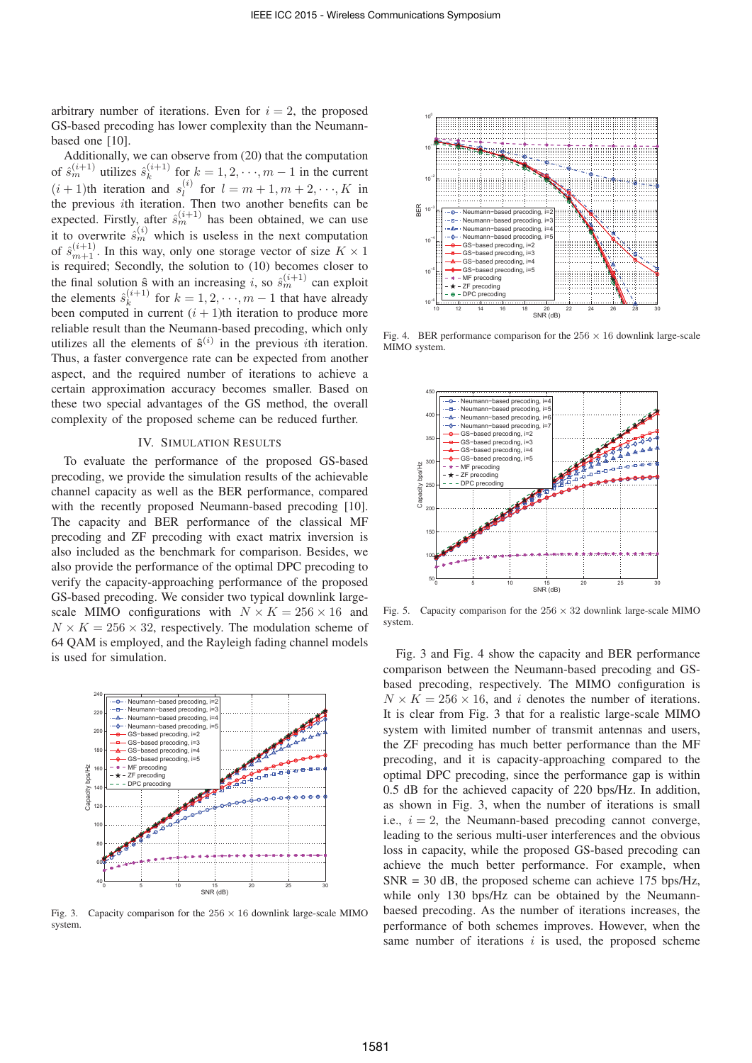arbitrary number of iterations. Even for $i = 2$, the proposed GS-based precoding has lower complexity than the Neumann-based one [10].

Additionally, we can observe from (20) that the computation of $\hat{s}_m^{(i+1)}$ utilizes $\hat{s}_k^{(i+1)}$ for $k = 1, 2, \cdots, m-1$ in the current $(i+1)$th iteration and $s_l^{(i)}$ for $l = m+1, m+2, \cdots, K$ in the previous $i$th iteration. Then two another benefits can be expected. Firstly, after $\hat{s}_m^{(i+1)}$ has been obtained, we can use it to overwrite $\hat{s}_m^{(i)}$ which is useless in the next computation of $\hat{s}_{m+1}^{(i+1)}$. In this way, only one storage vector of size $K \times 1$ is required; Secondly, the solution to (10) becomes closer to the final solution $\hat{\mathbf{s}}$ with an increasing $i$, so $\hat{s}_m^{(i+1)}$ can exploit the elements $\hat{s}_k^{(i+1)}$ for $k = 1, 2, \cdots, m-1$ that have already been computed in current $(i+1)$th iteration to produce more reliable result than the Neumann-based precoding, which only utilizes all the elements of $\hat{\mathbf{s}}^{(i)}$ in the previous $i$th iteration. Thus, a faster convergence rate can be expected from another aspect, and the required number of iterations to achieve a certain approximation accuracy becomes smaller. Based on these two special advantages of the GS method, the overall complexity of the proposed scheme can be reduced further.

## IV. Simulation Results

To evaluate the performance of the proposed GS-based precoding, we provide the simulation results of the achievable channel capacity as well as the BER performance, compared with the recently proposed Neumann-based precoding [10]. The capacity and BER performance of the classical MF precoding and ZF precoding with exact matrix inversion is also included as the benchmark for comparison. Besides, we also provide the performance of the optimal DPC precoding to verify the capacity-approaching performance of the proposed GS-based precoding. We consider two typical downlink large-scale MIMO configurations with $N \times K = 256 \times 16$ and $N \times K = 256 \times 32$, respectively. The modulation scheme of 64 QAM is employed, and the Rayleigh fading channel models is used for simulation.

Fig. 3. Capacity comparison for the $256 \times 16$ downlink large-scale MIMO system.

Fig. 4. BER performance comparison for the $256 \times 16$ downlink large-scale MIMO system.

Fig. 5. Capacity comparison for the $256 \times 32$ downlink large-scale MIMO system.

Fig. 3 and Fig. 4 show the capacity and BER performance comparison between the Neumann-based precoding and GS-based precoding, respectively. The MIMO configuration is $N \times K = 256 \times 16$, and $i$ denotes the number of iterations. It is clear from Fig. 3 that for a realistic large-scale MIMO system with limited number of transmit antennas and users, the ZF precoding has much better performance than the MF precoding, and it is capacity-approaching compared to the optimal DPC precoding, since the performance gap is within 0.5 dB for the achieved capacity of 220 bps/Hz. In addition, as shown in Fig. 3, when the number of iterations is small i.e., $i = 2$, the Neumann-based precoding cannot converge, leading to the serious multi-user interferences and the obvious loss in capacity, while the proposed GS-based precoding can achieve the much better performance. For example, when SNR = 30 dB, the proposed scheme can achieve 175 bps/Hz, while only 130 bps/Hz can be obtained by the Neumann-baesed precoding. As the number of iterations increases, the performance of both schemes improves. However, when the same number of iterations $i$ is used, the proposed scheme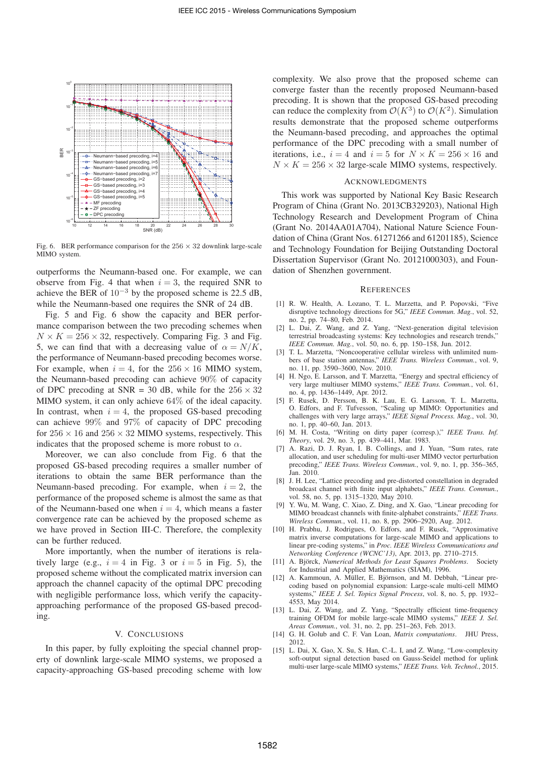10^0

10^-1

10^-2

10^-3

10^-4

10^-5

10^-6

BER

10 12 14 16 18 20 22 24 26 28 30

SNR (dB)

Neumann-based precoding, i=4
Neumann-based precoding, i=5
Neumann-based precoding, i=6
Neumann-based precoding, i=7
GS-based precoding, i=2
GS-based precoding, i=3
GS-based precoding, i=4
GS-based precoding, i=5
MF precoding
ZF precoding
DPC precoding

Fig. 6. BER performance comparison for the $256 \times 32$ downlink large-scale MIMO system.

outperforms the Neumann-based one. For example, we can observe from Fig. 4 that when $i = 3$, the required SNR to achieve the BER of $10^{-3}$ by the proposed scheme is 22.5 dB, while the Neumann-based one requires the SNR of 24 dB.

Fig. 5 and Fig. 6 show the capacity and BER performance comparison between the two precoding schemes when $N \times K = 256 \times 32$, respectively. Comparing Fig. 3 and Fig. 5, we can find that with a decreasing value of $\alpha = N/K$, the performance of Neumann-based precoding becomes worse. For example, when $i = 4$, for the $256 \times 16$ MIMO system, the Neumann-based precoding can achieve 90% of capacity of DPC precoding at SNR = 30 dB, while for the $256 \times 32$ MIMO system, it can only achieve 64% of the ideal capacity. In contrast, when $i = 4$, the proposed GS-based precoding can achieve 99% and 97% of capacity of DPC precoding for $256 \times 16$ and $256 \times 32$ MIMO systems, respectively. This indicates that the proposed scheme is more robust to $\alpha$.

Moreover, we can also conclude from Fig. 6 that the proposed GS-based precoding requires a smaller number of iterations to obtain the same BER performance than the Neumann-based precoding. For example, when $i = 2$, the performance of the proposed scheme is almost the same as that of the Neumann-based one when $i = 4$, which means a faster convergence rate can be achieved by the proposed scheme as we have proved in Section III-C. Therefore, the complexity can be further reduced.

More importantly, when the number of iterations is relatively large (e.g., $i = 4$ in Fig. 3 or $i = 5$ in Fig. 5), the proposed scheme without the complicated matrix inversion can approach the channel capacity of the optimal DPC precoding with negligible performance loss, which verify the capacity-approaching performance of the proposed GS-based precoding.

## V. Conclusions

In this paper, by fully exploiting the special channel property of downlink large-scale MIMO systems, we proposed a capacity-approaching GS-based precoding scheme with low complexity. We also prove that the proposed scheme can converge faster than the recently proposed Neumann-based precoding. It is shown that the proposed GS-based precoding can reduce the complexity from $\mathcal{O}(K^3)$ to $\mathcal{O}(K^2)$. Simulation results demonstrate that the proposed scheme outperforms the Neumann-based precoding, and approaches the optimal performance of the DPC precoding with a small number of iterations, i.e., $i = 4$ and $i = 5$ for $N \times K = 256 \times 16$ and $N \times K = 256 \times 32$ large-scale MIMO systems, respectively.

## Acknowledgments

This work was supported by National Key Basic Research Program of China (Grant No. 2013CB329203), National High Technology Research and Development Program of China (Grant No. 2014AA01A704), National Nature Science Foundation of China (Grant Nos. 61271266 and 61201185), Science and Technology Foundation for Beijing Outstanding Doctoral Dissertation Supervisor (Grant No. 20121000303), and Foundation of Shenzhen government.

## References

[1] R. W. Health, A. Lozano, T. L. Marzetta, and P. Popovski, "Five disruptive technology directions for 5G," *IEEE Commun. Mag.*, vol. 52, no. 2, pp. 74–80, Feb. 2014.

[2] L. Dai, Z. Wang, and Z. Yang, "Next-generation digital television terrestrial broadcasting systems: Key technologies and research trends," *IEEE Commun. Mag.*, vol. 50, no. 6, pp. 150–158, Jun. 2012.

[3] T. L. Marzetta, "Noncooperative cellular wireless with unlimited numbers of base station antennas," *IEEE Trans. Wireless Commun.*, vol. 9, no. 11, pp. 3590–3600, Nov. 2010.

[4] H. Ngo, E. Larsson, and T. Marzetta, "Energy and spectral efficiency of very large multiuser MIMO systems," *IEEE Trans. Commun.*, vol. 61, no. 4, pp. 1436–1449, Apr. 2012.

[5] F. Rusek, D. Persson, B. K. Lau, E. G. Larsson, T. L. Marzetta, O. Edfors, and F. Tufvesson, "Scaling up MIMO: Opportunities and challenges with very large arrays," *IEEE Signal Process. Mag.*, vol. 30, no. 1, pp. 40–60, Jan. 2013.

[6] M. H. Costa, "Writing on dirty paper (corresp.)," *IEEE Trans. Inf. Theory*, vol. 29, no. 3, pp. 439–441, Mar. 1983.

[7] A. Razi, D. J. Ryan, I. B. Collings, and J. Yuan, "Sum rates, rate allocation, and user scheduling for multi-user MIMO vector perturbation precoding," *IEEE Trans. Wireless Commun.*, vol. 9, no. 1, pp. 356–365, Jan. 2010.

[8] J. H. Lee, "Lattice precoding and pre-distorted constellation in degraded broadcast channel with finite input alphabets," *IEEE Trans. Commun.*, vol. 58, no. 5, pp. 1315–1320, May 2010.

[9] Y. Wu, M. Wang, C. Xiao, Z. Ding, and X. Gao, "Linear precoding for MIMO broadcast channels with finite-alphabet constraints," *IEEE Trans. Wireless Commun.*, vol. 11, no. 8, pp. 2906–2920, Aug. 2012.

[10] H. Prabhu, J. Rodrigues, O. Edfors, and F. Rusek, "Approximative matrix inverse computations for large-scale MIMO and applications to linear pre-coding systems," in *Proc. IEEE Wireless Communications and Networking Conference (WCNC'13)*, Apr. 2013, pp. 2710–2715.

[11] A. Björck, *Numerical Methods for Least Squares Problems*. Society for Industrial and Applied Mathematics (SIAM), 1996.

[12] A. Kammoun, A. Müller, E. Björnson, and M. Debbah, "Linear precoding based on polynomial expansion: Large-scale multi-cell MIMO systems," *IEEE J. Sel. Topics Signal Process*, vol. 8, no. 5, pp. 1932–4553, May 2014.

[13] L. Dai, Z. Wang, and Z. Yang, "Spectrally efficient time-frequency training OFDM for mobile large-scale MIMO systems," *IEEE J. Sel. Areas Commun.*, vol. 31, no. 2, pp. 251–263, Feb. 2013.

[14] G. H. Golub and C. F. Van Loan, *Matrix computations*. JHU Press, 2012.

[15] L. Dai, X. Gao, X. Su, S. Han, C.-L. I, and Z. Wang, "Low-complexity soft-output signal detection based on Gauss-Seidel method for uplink multi-user large-scale MIMO systems," *IEEE Trans. Veh. Technol.*, 2015.